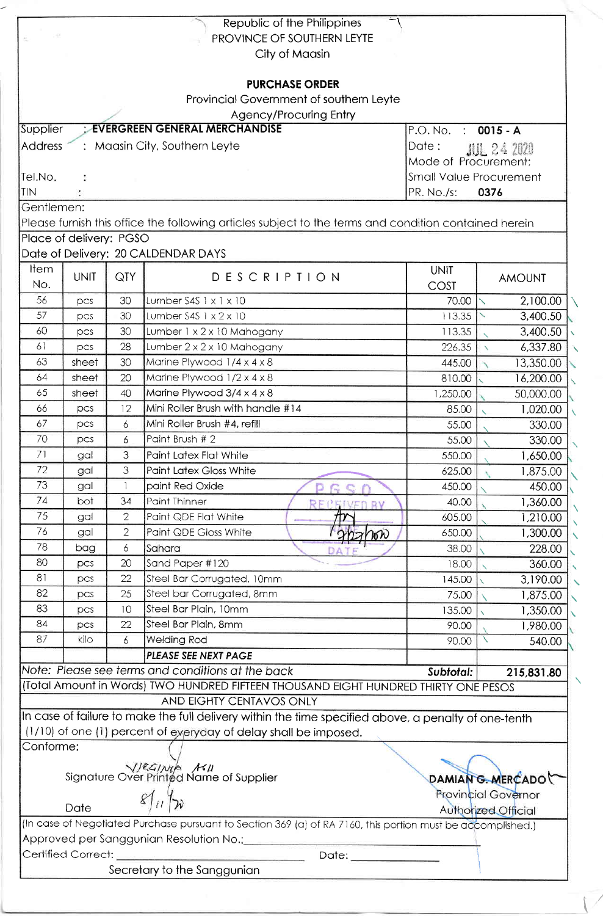Republic of the Philippines
PROVINCE OF SOUTHERN LEYTE
City of Maasin

# PURCHASE ORDER

Provincial Government of southern Leyte
Agency/Procuring Entry

| | |
|---|---|
| Supplier : **EVERGREEN GENERAL MERCHANDISE** | P.O. No. : **0015 - A** |
| Address : Maasin City, Southern Leyte | Date : JUL 24 2020 |
| | Mode of Procurement: |
| Tel.No. : | Small Value Procurement |
| TIN : | PR. No./s: **0376** |

Gentlemen:
Please furnish this office the following articles subject to the terms and condition contained herein

Place of delivery: PGSO
Date of Delivery: 20 CALDENDAR DAYS

| Item No. | UNIT | QTY | DESCRIPTION | UNIT COST | AMOUNT |
|---|---|---|---|---|---|
| 56 | pcs | 30 | Lumber S4S 1 x 1 x 10 | 70.00 | 2,100.00 |
| 57 | pcs | 30 | Lumber S4S 1 x 2 x 10 | 113.35 | 3,400.50 |
| 60 | pcs | 30 | Lumber 1 x 2 x 10 Mahogany | 113.35 | 3,400.50 |
| 61 | pcs | 28 | Lumber 2 x 2 x 10 Mahogany | 226.35 | 6,337.80 |
| 63 | sheet | 30 | Marine Plywood 1/4 x 4 x 8 | 445.00 | 13,350.00 |
| 64 | sheet | 20 | Marine Plywood 1/2 x 4 x 8 | 810.00 | 16,200.00 |
| 65 | sheet | 40 | Marine Plywood 3/4 x 4 x 8 | 1,250.00 | 50,000.00 |
| 66 | pcs | 12 | Mini Roller Brush with handle #14 | 85.00 | 1,020.00 |
| 67 | pcs | 6 | Mini Roller Brush #4, refill | 55.00 | 330.00 |
| 70 | pcs | 6 | Paint Brush # 2 | 55.00 | 330.00 |
| 71 | gal | 3 | Paint Latex Flat White | 550.00 | 1,650.00 |
| 72 | gal | 3 | Paint Latex Gloss White | 625.00 | 1,875.00 |
| 73 | gal | 1 | paint Red Oxide | 450.00 | 450.00 |
| 74 | bot | 34 | Paint Thinner | 40.00 | 1,360.00 |
| 75 | gal | 2 | Paint QDE Flat White | 605.00 | 1,210.00 |
| 76 | gal | 2 | Paint QDE Gloss White | 650.00 | 1,300.00 |
| 78 | bag | 6 | Sahara | 38.00 | 228.00 |
| 80 | pcs | 20 | Sand Paper #120 | 18.00 | 360.00 |
| 81 | pcs | 22 | Steel Bar Corrugated, 10mm | 145.00 | 3,190.00 |
| 82 | pcs | 25 | Steel bar Corrugated, 8mm | 75.00 | 1,875.00 |
| 83 | pcs | 10 | Steel Bar Plain, 10mm | 135.00 | 1,350.00 |
| 84 | pcs | 22 | Steel Bar Plain, 8mm | 90.00 | 1,980.00 |
| 87 | kilo | 6 | Welding Rod | 90.00 | 540.00 |
| | | | **PLEASE SEE NEXT PAGE** | | |

PGSO RECEIVED BY: [signature] DATE: 7/27/2020

*Note: Please see terms and conditions at the back* — ***Subtotal:*** **215,831.80**

(Total Amount in Words) TWO HUNDRED FIFTEEN THOUSAND EIGHT HUNDRED THIRTY ONE PESOS AND EIGHTY CENTAVOS ONLY

In case of failure to make the full delivery within the time specified above, a penalty of one-tenth (1/10) of one (1) percent of everyday of delay shall be imposed.

Conforme:

VIRGINIA ASU
Signature Over Printed Name of Supplier

Date 8/11/20

**DAMIAN G. MERCADO**
Provincial Governor
Authorized Official

(In case of Negotiated Purchase pursuant to Section 369 (a) of RA 7160, this portion must be accomplished.)

Approved per Sanggunian Resolution No.:\_\_\_\_\_\_\_\_\_\_

Certified Correct: \_\_\_\_\_\_\_\_\_\_ Date: \_\_\_\_\_\_\_\_\_\_

Secretary to the Sanggunian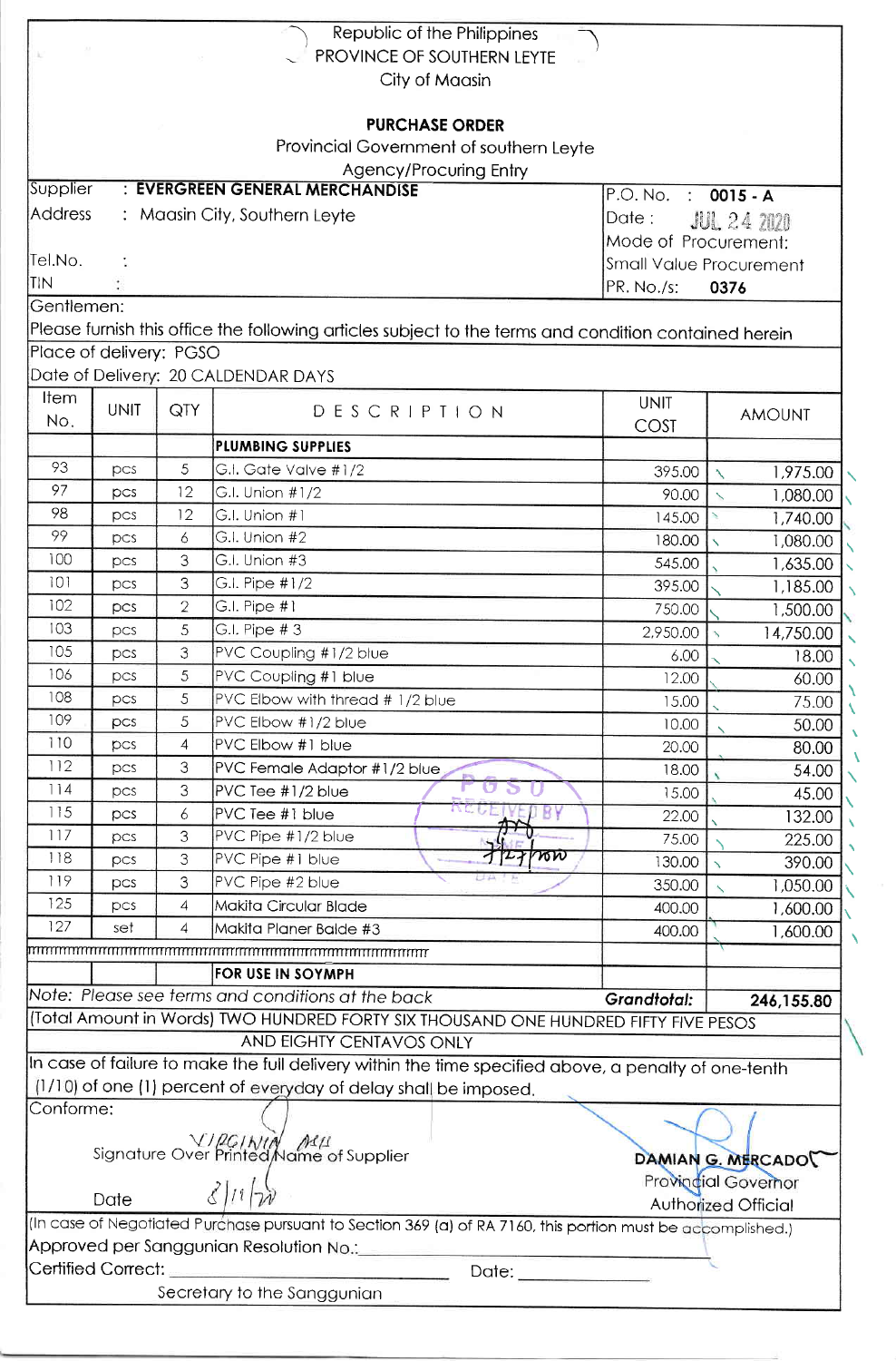Republic of the Philippines
PROVINCE OF SOUTHERN LEYTE
City of Maasin

**PURCHASE ORDER**

Provincial Government of southern Leyte
Agency/Procuring Entry

| | |
|---|---|
| Supplier : **EVERGREEN GENERAL MERCHANDISE** | P.O. No. : **0015 - A** |
| Address : Maasin City, Southern Leyte | Date : JUL 24 2020 |
| | Mode of Procurement: |
| Tel.No. : | Small Value Procurement |
| TIN : | PR. No./s: **0376** |

Gentlemen:

Please furnish this office the following articles subject to the terms and condition contained herein

Place of delivery: PGSO

Date of Delivery: 20 CALDENDAR DAYS

| Item No. | UNIT | QTY | DESCRIPTION | UNIT COST | AMOUNT |
|---|---|---|---|---|---|
| | | | **PLUMBING SUPPLIES** | | |
| 93 | pcs | 5 | G.I. Gate Valve #1/2 | 395.00 | 1,975.00 |
| 97 | pcs | 12 | G.I. Union #1/2 | 90.00 | 1,080.00 |
| 98 | pcs | 12 | G.I. Union #1 | 145.00 | 1,740.00 |
| 99 | pcs | 6 | G.I. Union #2 | 180.00 | 1,080.00 |
| 100 | pcs | 3 | G.I. Union #3 | 545.00 | 1,635.00 |
| 101 | pcs | 3 | G.I. Pipe #1/2 | 395.00 | 1,185.00 |
| 102 | pcs | 2 | G.I. Pipe #1 | 750.00 | 1,500.00 |
| 103 | pcs | 5 | G.I. Pipe # 3 | 2,950.00 | 14,750.00 |
| 105 | pcs | 3 | PVC Coupling #1/2 blue | 6.00 | 18.00 |
| 106 | pcs | 5 | PVC Coupling #1 blue | 12.00 | 60.00 |
| 108 | pcs | 5 | PVC Elbow with thread # 1/2 blue | 15.00 | 75.00 |
| 109 | pcs | 5 | PVC Elbow #1/2 blue | 10.00 | 50.00 |
| 110 | pcs | 4 | PVC Elbow #1 blue | 20.00 | 80.00 |
| 112 | pcs | 3 | PVC Female Adaptor #1/2 blue | 18.00 | 54.00 |
| 114 | pcs | 3 | PVC Tee #1/2 blue | 15.00 | 45.00 |
| 115 | pcs | 6 | PVC Tee #1 blue | 22.00 | 132.00 |
| 117 | pcs | 3 | PVC Pipe #1/2 blue | 75.00 | 225.00 |
| 118 | pcs | 3 | PVC Pipe #1 blue | 130.00 | 390.00 |
| 119 | pcs | 3 | PVC Pipe #2 blue | 350.00 | 1,050.00 |
| 125 | pcs | 4 | Makita Circular Blade | 400.00 | 1,600.00 |
| 127 | set | 4 | Makita Planer Balde #3 | 400.00 | 1,600.00 |
| | | | **FOR USE IN SOYMPH** | | |
| *Note: Please see terms and conditions at the back* | | | | ***Grandtotal:*** | **246,155.80** |

(Total Amount in Words) TWO HUNDRED FORTY SIX THOUSAND ONE HUNDRED FIFTY FIVE PESOS AND EIGHTY CENTAVOS ONLY

In case of failure to make the full delivery within the time specified above, a penalty of one-tenth (1/10) of one (1) percent of everyday of delay shall be imposed.

Conforme:

VIRGINIA ARH
Signature Over Printed Name of Supplier

Date 8/11/20

**DAMIAN G. MERCADO**
Provincial Governor
Authorized Official

(In case of Negotiated Purchase pursuant to Section 369 (a) of RA 7160, this portion must be accomplished.)

Approved per Sanggunian Resolution No.:\_\_\_\_\_\_\_\_\_\_

Certified Correct: \_\_\_\_\_\_\_\_\_\_ Date: \_\_\_\_\_\_\_\_\_\_

Secretary to the Sanggunian

PGSO RECEIVED BY 7/27/2020